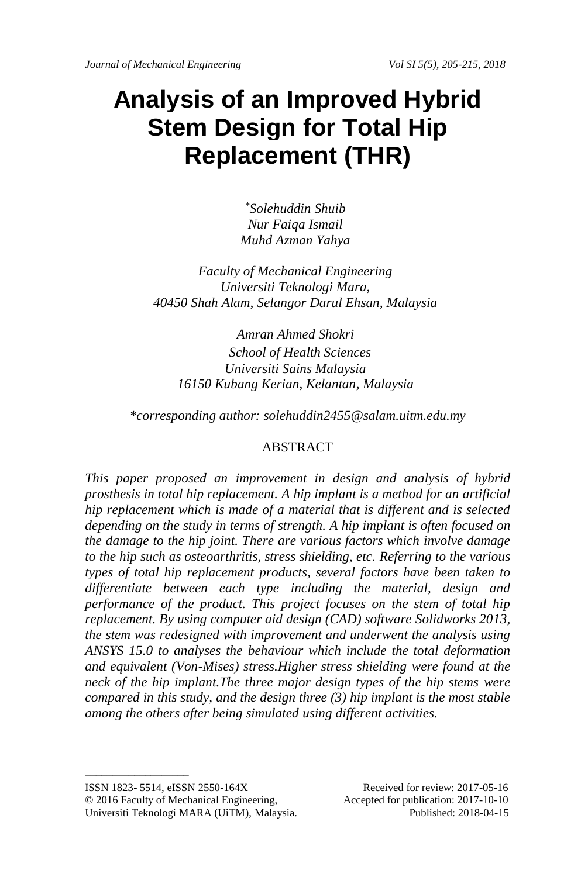# Analysis of an Improved Hybrid Stem Design for Total Hip Replacement (THR)

*Solehuddin Shuib
*Nur Faiqa Ismail*
*Muhd Azman Yahya*

*Faculty of Mechanical Engineering*
*Universiti Teknologi Mara,*
*40450 Shah Alam, Selangor Darul Ehsan, Malaysia*

*Amran Ahmed Shokri*
*School of Health Sciences*
*Universiti Sains Malaysia*
*16150 Kubang Kerian, Kelantan, Malaysia*

*corresponding author: solehuddin2455@salam.uitm.edu.my*

## ABSTRACT

*This paper proposed an improvement in design and analysis of hybrid prosthesis in total hip replacement. A hip implant is a method for an artificial hip replacement which is made of a material that is different and is selected depending on the study in terms of strength. A hip implant is often focused on the damage to the hip joint. There are various factors which involve damage to the hip such as osteoarthritis, stress shielding, etc. Referring to the various types of total hip replacement products, several factors have been taken to differentiate between each type including the material, design and performance of the product. This project focuses on the stem of total hip replacement. By using computer aid design (CAD) software Solidworks 2013, the stem was redesigned with improvement and underwent the analysis using ANSYS 15.0 to analyses the behaviour which include the total deformation and equivalent (Von-Mises) stress.Higher stress shielding were found at the neck of the hip implant.The three major design types of the hip stems were compared in this study, and the design three (3) hip implant is the most stable among the others after being simulated using different activities.*

---

ISSN 1823- 5514, eISSN 2550-164X
© 2016 Faculty of Mechanical Engineering,
Universiti Teknologi MARA (UiTM), Malaysia.

Received for review: 2017-05-16
Accepted for publication: 2017-10-10
Published: 2018-04-15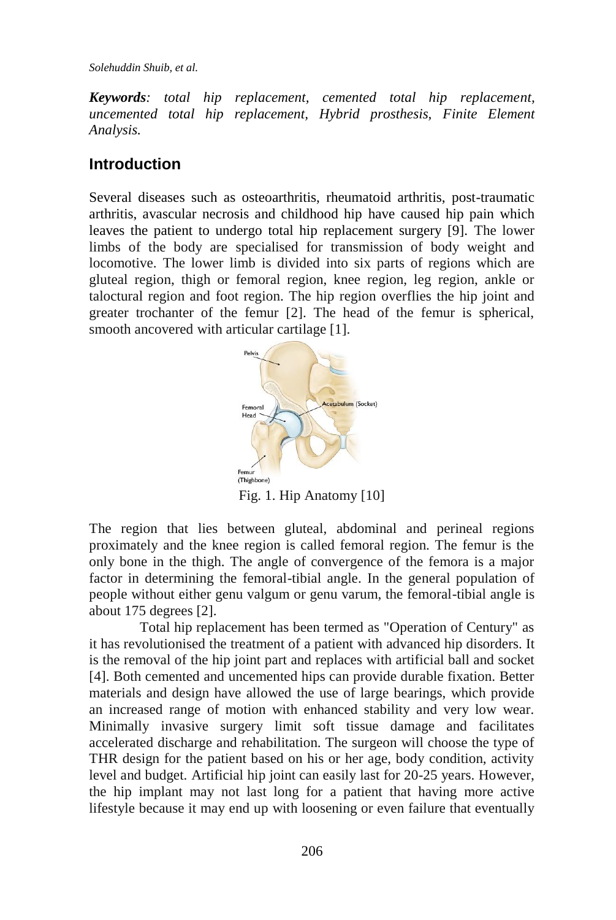***Keywords**: total hip replacement, cemented total hip replacement, uncemented total hip replacement, Hybrid prosthesis, Finite Element Analysis.*

## Introduction

Several diseases such as osteoarthritis, rheumatoid arthritis, post-traumatic arthritis, avascular necrosis and childhood hip have caused hip pain which leaves the patient to undergo total hip replacement surgery [9]. The lower limbs of the body are specialised for transmission of body weight and locomotive. The lower limb is divided into six parts of regions which are gluteal region, thigh or femoral region, knee region, leg region, ankle or taloctural region and foot region. The hip region overflies the hip joint and greater trochanter of the femur [2]. The head of the femur is spherical, smooth ancovered with articular cartilage [1].

Pelvis

Acetabulum (Socket)

Femoral Head

Femur (Thighbone)

Fig. 1. Hip Anatomy [10]

The region that lies between gluteal, abdominal and perineal regions proximately and the knee region is called femoral region. The femur is the only bone in the thigh. The angle of convergence of the femora is a major factor in determining the femoral-tibial angle. In the general population of people without either genu valgum or genu varum, the femoral-tibial angle is about 175 degrees [2].

Total hip replacement has been termed as "Operation of Century" as it has revolutionised the treatment of a patient with advanced hip disorders. It is the removal of the hip joint part and replaces with artificial ball and socket [4]. Both cemented and uncemented hips can provide durable fixation. Better materials and design have allowed the use of large bearings, which provide an increased range of motion with enhanced stability and very low wear. Minimally invasive surgery limit soft tissue damage and facilitates accelerated discharge and rehabilitation. The surgeon will choose the type of THR design for the patient based on his or her age, body condition, activity level and budget. Artificial hip joint can easily last for 20-25 years. However, the hip implant may not last long for a patient that having more active lifestyle because it may end up with loosening or even failure that eventually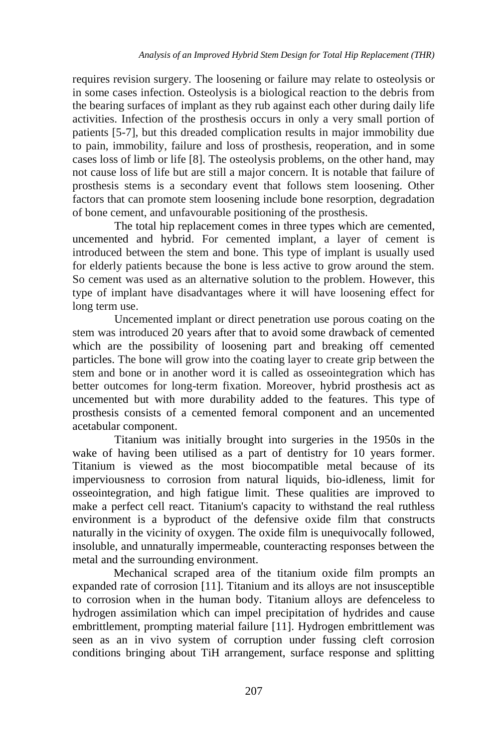requires revision surgery. The loosening or failure may relate to osteolysis or in some cases infection. Osteolysis is a biological reaction to the debris from the bearing surfaces of implant as they rub against each other during daily life activities. Infection of the prosthesis occurs in only a very small portion of patients [5-7], but this dreaded complication results in major immobility due to pain, immobility, failure and loss of prosthesis, reoperation, and in some cases loss of limb or life [8]. The osteolysis problems, on the other hand, may not cause loss of life but are still a major concern. It is notable that failure of prosthesis stems is a secondary event that follows stem loosening. Other factors that can promote stem loosening include bone resorption, degradation of bone cement, and unfavourable positioning of the prosthesis.

The total hip replacement comes in three types which are cemented, uncemented and hybrid. For cemented implant, a layer of cement is introduced between the stem and bone. This type of implant is usually used for elderly patients because the bone is less active to grow around the stem. So cement was used as an alternative solution to the problem. However, this type of implant have disadvantages where it will have loosening effect for long term use.

Uncemented implant or direct penetration use porous coating on the stem was introduced 20 years after that to avoid some drawback of cemented which are the possibility of loosening part and breaking off cemented particles. The bone will grow into the coating layer to create grip between the stem and bone or in another word it is called as osseointegration which has better outcomes for long-term fixation. Moreover, hybrid prosthesis act as uncemented but with more durability added to the features. This type of prosthesis consists of a cemented femoral component and an uncemented acetabular component.

Titanium was initially brought into surgeries in the 1950s in the wake of having been utilised as a part of dentistry for 10 years former. Titanium is viewed as the most biocompatible metal because of its imperviousness to corrosion from natural liquids, bio-idleness, limit for osseointegration, and high fatigue limit. These qualities are improved to make a perfect cell react. Titanium's capacity to withstand the real ruthless environment is a byproduct of the defensive oxide film that constructs naturally in the vicinity of oxygen. The oxide film is unequivocally followed, insoluble, and unnaturally impermeable, counteracting responses between the metal and the surrounding environment.

Mechanical scraped area of the titanium oxide film prompts an expanded rate of corrosion [11]. Titanium and its alloys are not insusceptible to corrosion when in the human body. Titanium alloys are defenceless to hydrogen assimilation which can impel precipitation of hydrides and cause embrittlement, prompting material failure [11]. Hydrogen embrittlement was seen as an in vivo system of corruption under fussing cleft corrosion conditions bringing about TiH arrangement, surface response and splitting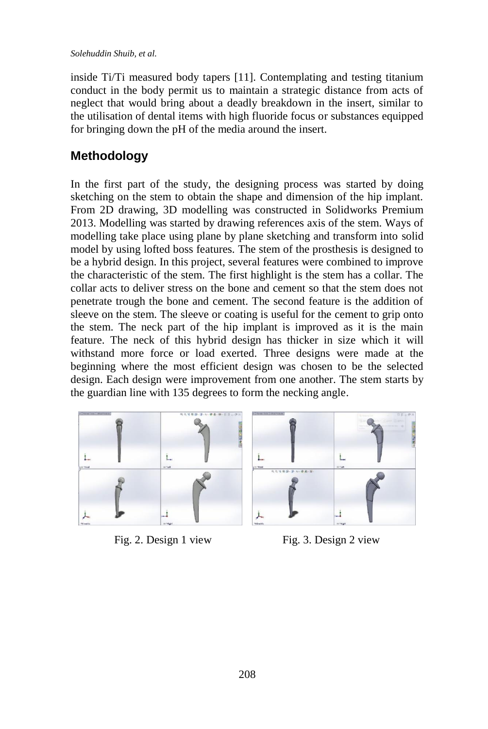inside Ti/Ti measured body tapers [11]. Contemplating and testing titanium conduct in the body permit us to maintain a strategic distance from acts of neglect that would bring about a deadly breakdown in the insert, similar to the utilisation of dental items with high fluoride focus or substances equipped for bringing down the pH of the media around the insert.

## Methodology

In the first part of the study, the designing process was started by doing sketching on the stem to obtain the shape and dimension of the hip implant. From 2D drawing, 3D modelling was constructed in Solidworks Premium 2013. Modelling was started by drawing references axis of the stem. Ways of modelling take place using plane by plane sketching and transform into solid model by using lofted boss features. The stem of the prosthesis is designed to be a hybrid design. In this project, several features were combined to improve the characteristic of the stem. The first highlight is the stem has a collar. The collar acts to deliver stress on the bone and cement so that the stem does not penetrate trough the bone and cement. The second feature is the addition of sleeve on the stem. The sleeve or coating is useful for the cement to grip onto the stem. The neck part of the hip implant is improved as it is the main feature. The neck of this hybrid design has thicker in size which it will withstand more force or load exerted. Three designs were made at the beginning where the most efficient design was chosen to be the selected design. Each design were improvement from one another. The stem starts by the guardian line with 135 degrees to form the necking angle.

Fig. 2. Design 1 view

Fig. 3. Design 2 view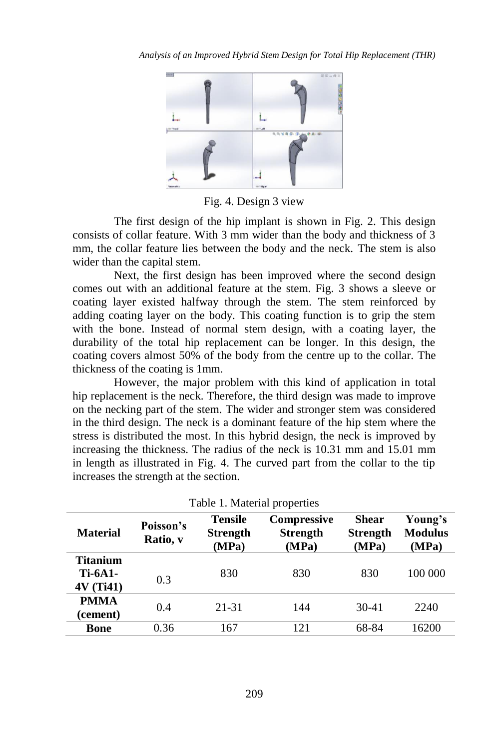Fig. 4. Design 3 view

The first design of the hip implant is shown in Fig. 2. This design consists of collar feature. With 3 mm wider than the body and thickness of 3 mm, the collar feature lies between the body and the neck. The stem is also wider than the capital stem.

Next, the first design has been improved where the second design comes out with an additional feature at the stem. Fig. 3 shows a sleeve or coating layer existed halfway through the stem. The stem reinforced by adding coating layer on the body. This coating function is to grip the stem with the bone. Instead of normal stem design, with a coating layer, the durability of the total hip replacement can be longer. In this design, the coating covers almost 50% of the body from the centre up to the collar. The thickness of the coating is 1mm.

However, the major problem with this kind of application in total hip replacement is the neck. Therefore, the third design was made to improve on the necking part of the stem. The wider and stronger stem was considered in the third design. The neck is a dominant feature of the hip stem where the stress is distributed the most. In this hybrid design, the neck is improved by increasing the thickness. The radius of the neck is 10.31 mm and 15.01 mm in length as illustrated in Fig. 4. The curved part from the collar to the tip increases the strength at the section.

Table 1. Material properties

| Material | Poisson's Ratio, v | Tensile Strength (MPa) | Compressive Strength (MPa) | Shear Strength (MPa) | Young's Modulus (MPa) |
|---|---|---|---|---|---|
| **Titanium Ti-6A1-4V (Ti41)** | 0.3 | 830 | 830 | 830 | 100 000 |
| **PMMA (cement)** | 0.4 | 21-31 | 144 | 30-41 | 2240 |
| **Bone** | 0.36 | 167 | 121 | 68-84 | 16200 |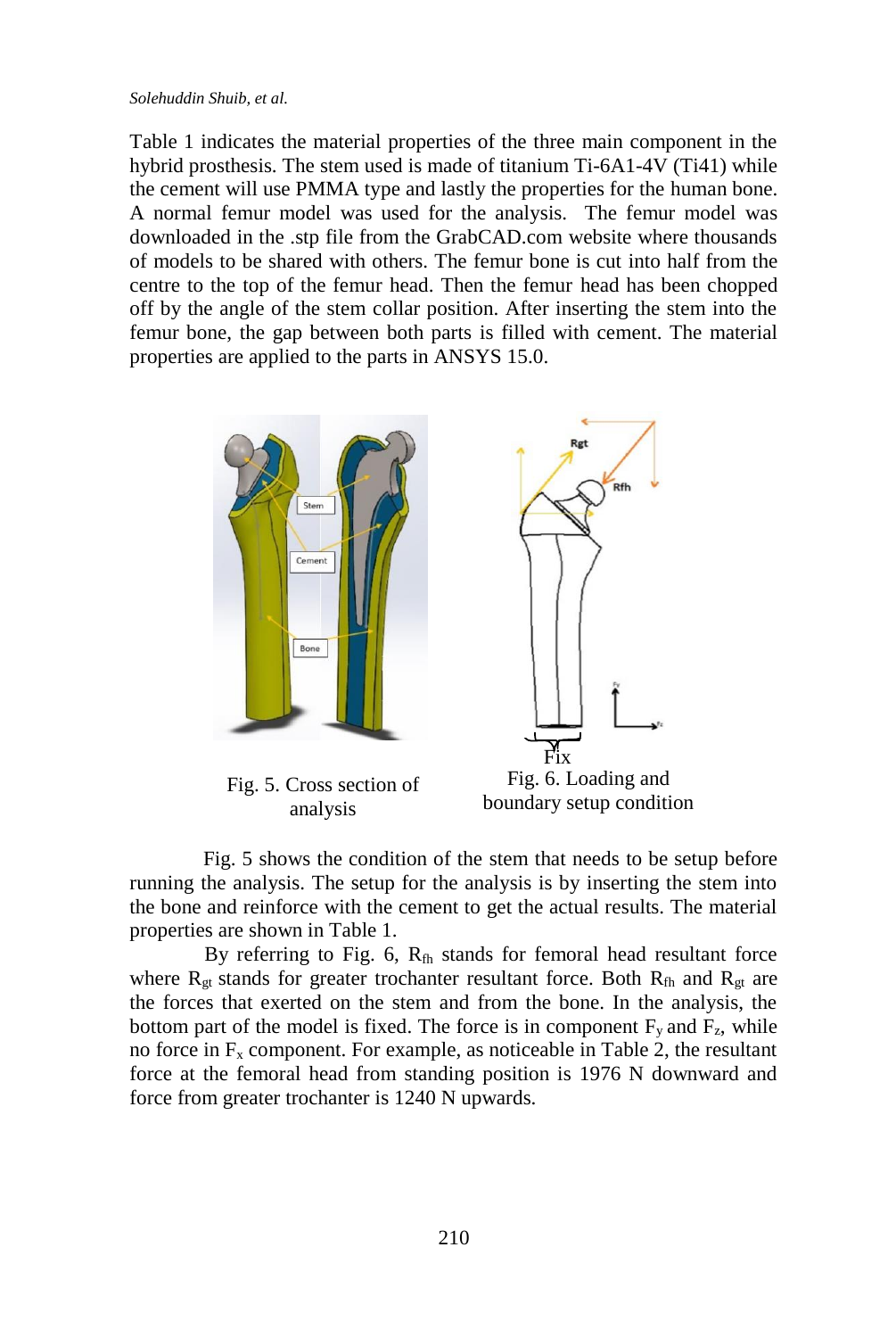Table 1 indicates the material properties of the three main component in the hybrid prosthesis. The stem used is made of titanium Ti-6A1-4V (Ti41) while the cement will use PMMA type and lastly the properties for the human bone. A normal femur model was used for the analysis. The femur model was downloaded in the .stp file from the GrabCAD.com website where thousands of models to be shared with others. The femur bone is cut into half from the centre to the top of the femur head. Then the femur head has been chopped off by the angle of the stem collar position. After inserting the stem into the femur bone, the gap between both parts is filled with cement. The material properties are applied to the parts in ANSYS 15.0.

Stem

Cement

Bone

Fig. 5. Cross section of analysis

Rgt

Rfh

Fy

Fz

Fix

Fig. 6. Loading and boundary setup condition

Fig. 5 shows the condition of the stem that needs to be setup before running the analysis. The setup for the analysis is by inserting the stem into the bone and reinforce with the cement to get the actual results. The material properties are shown in Table 1.

By referring to Fig. 6, $R_{fh}$ stands for femoral head resultant force where $R_{gt}$ stands for greater trochanter resultant force. Both $R_{fh}$ and $R_{gt}$ are the forces that exerted on the stem and from the bone. In the analysis, the bottom part of the model is fixed. The force is in component $F_y$ and $F_z$, while no force in $F_x$ component. For example, as noticeable in Table 2, the resultant force at the femoral head from standing position is 1976 N downward and force from greater trochanter is 1240 N upwards.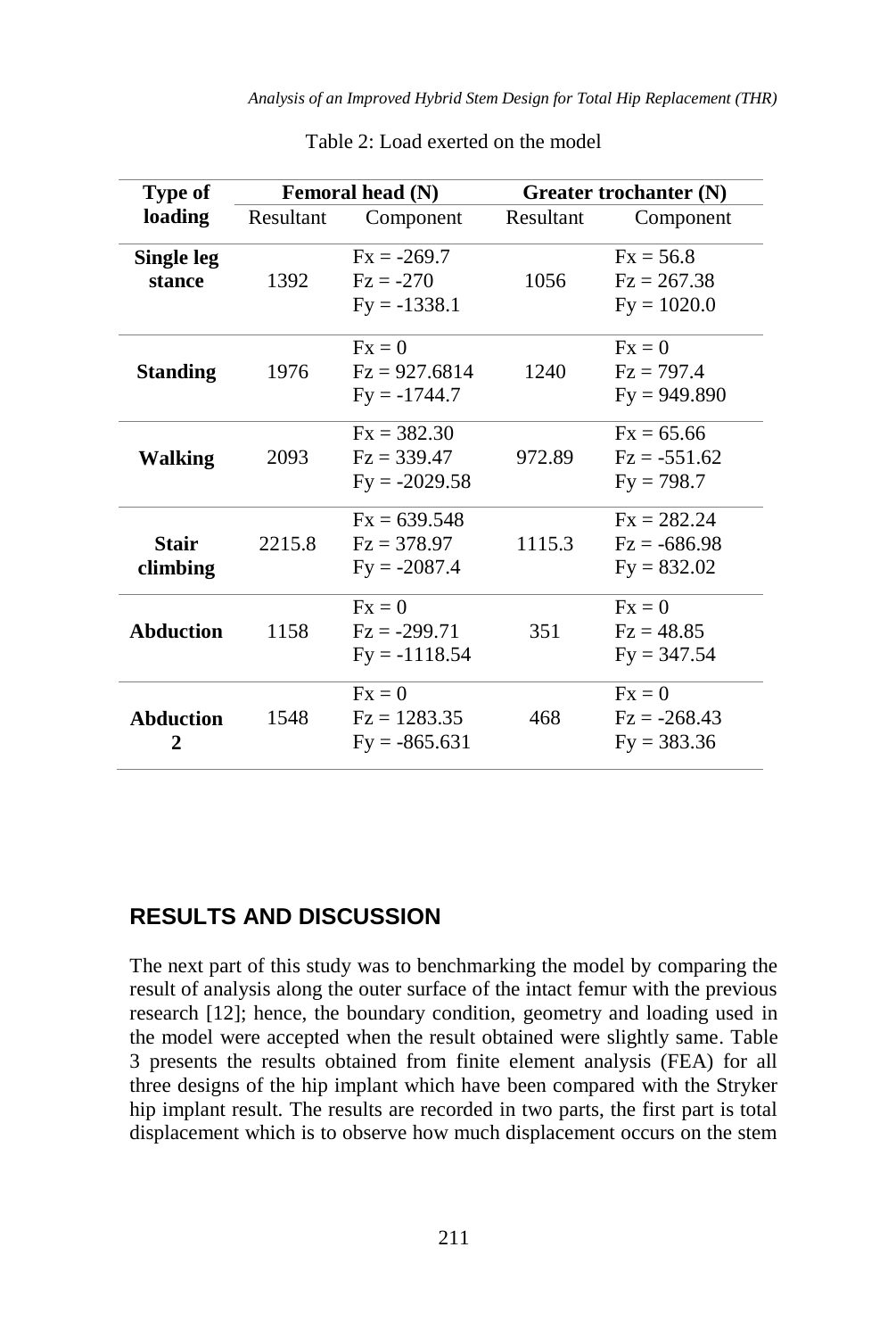Table 2: Load exerted on the model

| Type of loading | Femoral head (N) | | Greater trochanter (N) | |
|---|---|---|---|---|
| | Resultant | Component | Resultant | Component |
| **Single leg stance** | 1392 | Fx = -269.7<br>Fz = -270<br>Fy = -1338.1 | 1056 | Fx = 56.8<br>Fz = 267.38<br>Fy = 1020.0 |
| **Standing** | 1976 | Fx = 0<br>Fz = 927.6814<br>Fy = -1744.7 | 1240 | Fx = 0<br>Fz = 797.4<br>Fy = 949.890 |
| **Walking** | 2093 | Fx = 382.30<br>Fz = 339.47<br>Fy = -2029.58 | 972.89 | Fx = 65.66<br>Fz = -551.62<br>Fy = 798.7 |
| **Stair climbing** | 2215.8 | Fx = 639.548<br>Fz = 378.97<br>Fy = -2087.4 | 1115.3 | Fx = 282.24<br>Fz = -686.98<br>Fy = 832.02 |
| **Abduction** | 1158 | Fx = 0<br>Fz = -299.71<br>Fy = -1118.54 | 351 | Fx = 0<br>Fz = 48.85<br>Fy = 347.54 |
| **Abduction 2** | 1548 | Fx = 0<br>Fz = 1283.35<br>Fy = -865.631 | 468 | Fx = 0<br>Fz = -268.43<br>Fy = 383.36 |

## RESULTS AND DISCUSSION

The next part of this study was to benchmarking the model by comparing the result of analysis along the outer surface of the intact femur with the previous research [12]; hence, the boundary condition, geometry and loading used in the model were accepted when the result obtained were slightly same. Table 3 presents the results obtained from finite element analysis (FEA) for all three designs of the hip implant which have been compared with the Stryker hip implant result. The results are recorded in two parts, the first part is total displacement which is to observe how much displacement occurs on the stem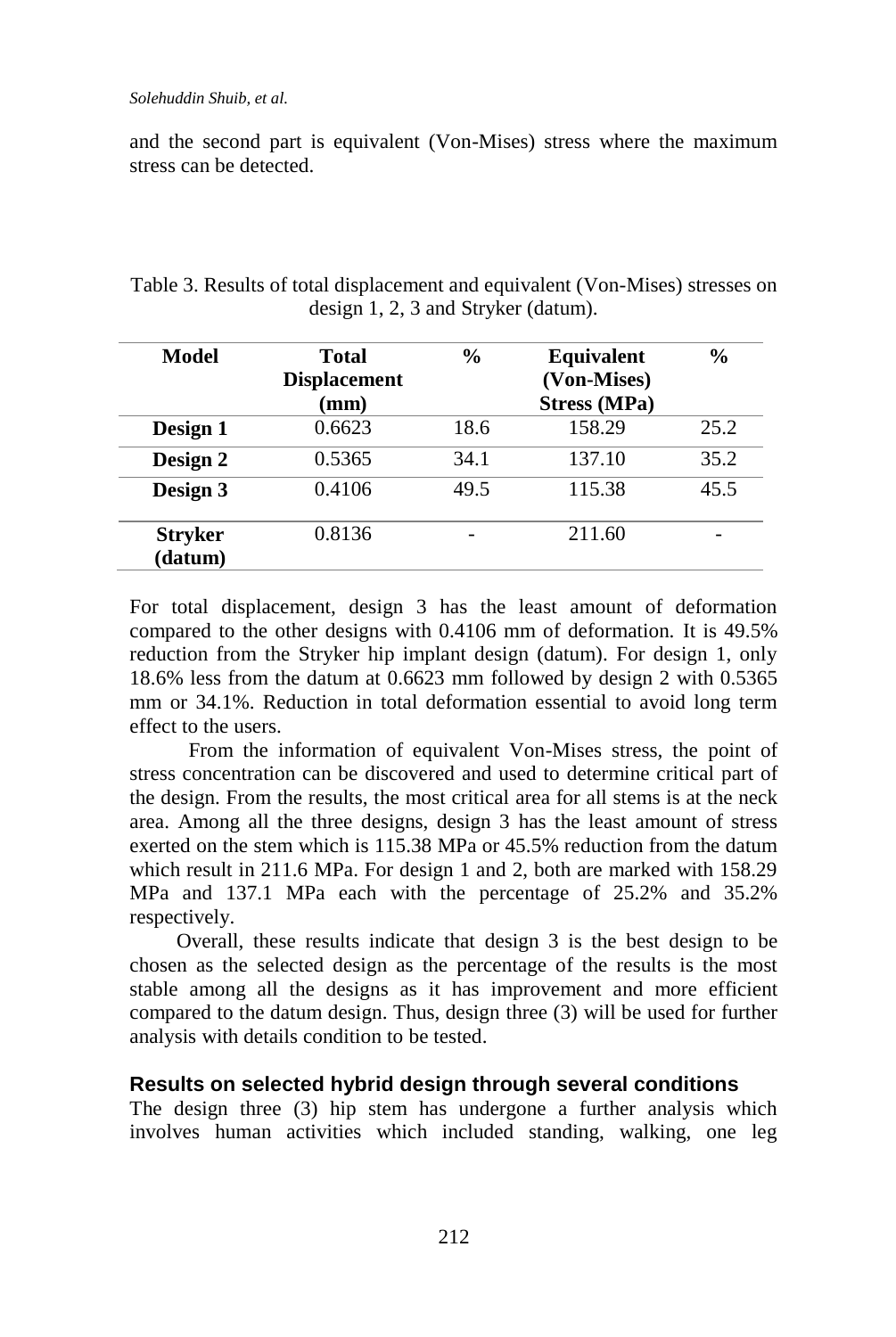and the second part is equivalent (Von-Mises) stress where the maximum stress can be detected.

Table 3. Results of total displacement and equivalent (Von-Mises) stresses on design 1, 2, 3 and Stryker (datum).

| Model | Total Displacement (mm) | % | Equivalent (Von-Mises) Stress (MPa) | % |
|---|---|---|---|---|
| **Design 1** | 0.6623 | 18.6 | 158.29 | 25.2 |
| **Design 2** | 0.5365 | 34.1 | 137.10 | 35.2 |
| **Design 3** | 0.4106 | 49.5 | 115.38 | 45.5 |
| **Stryker (datum)** | 0.8136 | - | 211.60 | - |

For total displacement, design 3 has the least amount of deformation compared to the other designs with 0.4106 mm of deformation. It is 49.5% reduction from the Stryker hip implant design (datum). For design 1, only 18.6% less from the datum at 0.6623 mm followed by design 2 with 0.5365 mm or 34.1%. Reduction in total deformation essential to avoid long term effect to the users.

From the information of equivalent Von-Mises stress, the point of stress concentration can be discovered and used to determine critical part of the design. From the results, the most critical area for all stems is at the neck area. Among all the three designs, design 3 has the least amount of stress exerted on the stem which is 115.38 MPa or 45.5% reduction from the datum which result in 211.6 MPa. For design 1 and 2, both are marked with 158.29 MPa and 137.1 MPa each with the percentage of 25.2% and 35.2% respectively.

Overall, these results indicate that design 3 is the best design to be chosen as the selected design as the percentage of the results is the most stable among all the designs as it has improvement and more efficient compared to the datum design. Thus, design three (3) will be used for further analysis with details condition to be tested.

### Results on selected hybrid design through several conditions

The design three (3) hip stem has undergone a further analysis which involves human activities which included standing, walking, one leg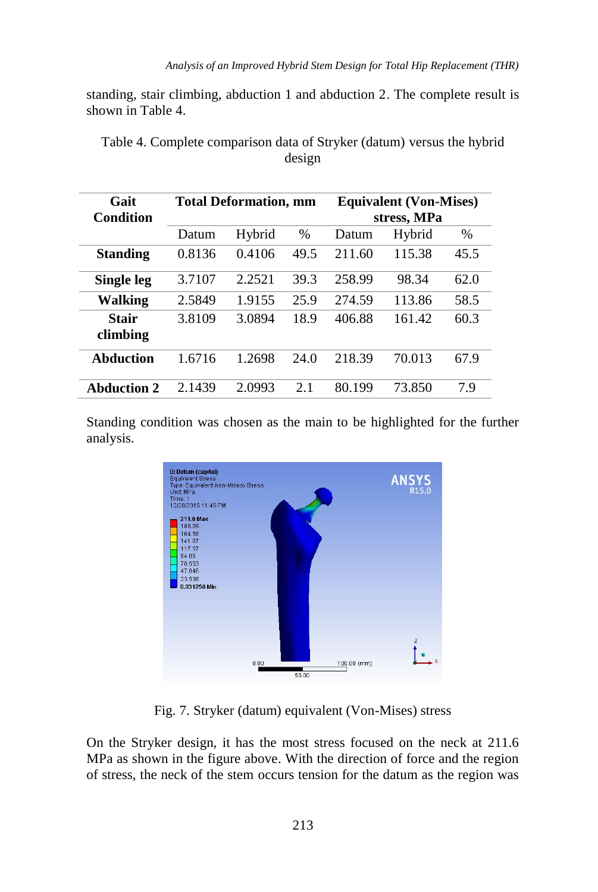standing, stair climbing, abduction 1 and abduction 2. The complete result is shown in Table 4.

Table 4. Complete comparison data of Stryker (datum) versus the hybrid design

| Gait Condition | Total Deformation, mm | | | Equivalent (Von-Mises) stress, MPa | | |
|---|---|---|---|---|---|---|
| | Datum | Hybrid | % | Datum | Hybrid | % |
| **Standing** | 0.8136 | 0.4106 | 49.5 | 211.60 | 115.38 | 45.5 |
| **Single leg** | 3.7107 | 2.2521 | 39.3 | 258.99 | 98.34 | 62.0 |
| **Walking** | 2.5849 | 1.9155 | 25.9 | 274.59 | 113.86 | 58.5 |
| **Stair climbing** | 3.8109 | 3.0894 | 18.9 | 406.88 | 161.42 | 60.3 |
| **Abduction** | 1.6716 | 1.2698 | 24.0 | 218.39 | 70.013 | 67.9 |
| **Abduction 2** | 2.1439 | 2.0993 | 2.1 | 80.199 | 73.850 | 7.9 |

Standing condition was chosen as the main to be highlighted for the further analysis.

Fig. 7. Stryker (datum) equivalent (Von-Mises) stress

On the Stryker design, it has the most stress focused on the neck at 211.6 MPa as shown in the figure above. With the direction of force and the region of stress, the neck of the stem occurs tension for the datum as the region was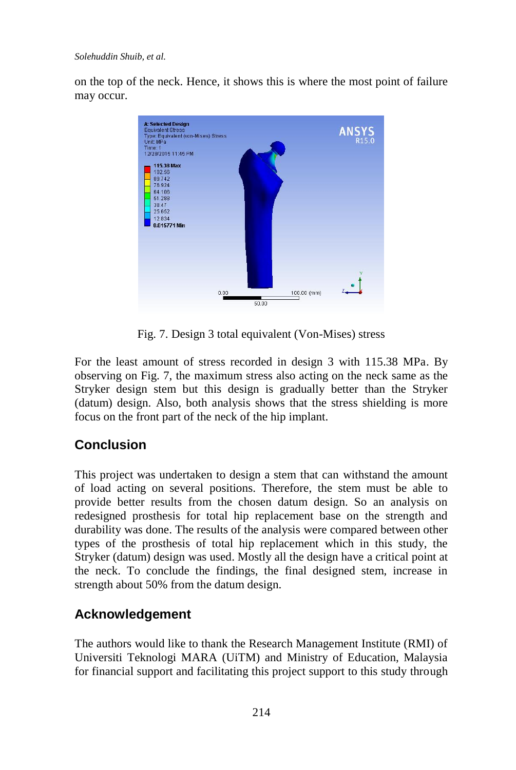on the top of the neck. Hence, it shows this is where the most point of failure may occur.

A: Selected Design
Equivalent Stress
Type: Equivalent (von-Mises) Stress
Unit: MPa
Time: 1
12/28/2015 11:45 PM

115.38 Max
102.56
89.742
76.924
64.106
51.288
38.47
25.652
12.834
0.015771 Min

ANSYS
R15.0

0.00
50.00
100.00 (mm)

Fig. 7. Design 3 total equivalent (Von-Mises) stress

For the least amount of stress recorded in design 3 with 115.38 MPa. By observing on Fig. 7, the maximum stress also acting on the neck same as the Stryker design stem but this design is gradually better than the Stryker (datum) design. Also, both analysis shows that the stress shielding is more focus on the front part of the neck of the hip implant.

## Conclusion

This project was undertaken to design a stem that can withstand the amount of load acting on several positions. Therefore, the stem must be able to provide better results from the chosen datum design. So an analysis on redesigned prosthesis for total hip replacement base on the strength and durability was done. The results of the analysis were compared between other types of the prosthesis of total hip replacement which in this study, the Stryker (datum) design was used. Mostly all the design have a critical point at the neck. To conclude the findings, the final designed stem, increase in strength about 50% from the datum design.

## Acknowledgement

The authors would like to thank the Research Management Institute (RMI) of Universiti Teknologi MARA (UiTM) and Ministry of Education, Malaysia for financial support and facilitating this project support to this study through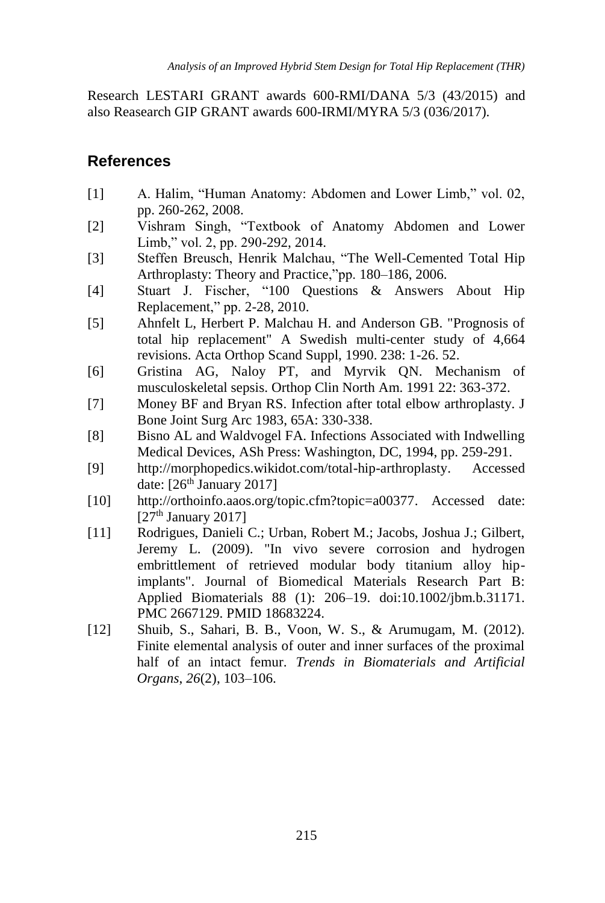Research LESTARI GRANT awards 600-RMI/DANA 5/3 (43/2015) and also Reasearch GIP GRANT awards 600-IRMI/MYRA 5/3 (036/2017).

## References

[1] A. Halim, "Human Anatomy: Abdomen and Lower Limb," vol. 02, pp. 260-262, 2008.

[2] Vishram Singh, "Textbook of Anatomy Abdomen and Lower Limb," vol. 2, pp. 290-292, 2014.

[3] Steffen Breusch, Henrik Malchau, "The Well-Cemented Total Hip Arthroplasty: Theory and Practice,"pp. 180–186, 2006.

[4] Stuart J. Fischer, "100 Questions & Answers About Hip Replacement," pp. 2-28, 2010.

[5] Ahnfelt L, Herbert P. Malchau H. and Anderson GB. "Prognosis of total hip replacement" A Swedish multi-center study of 4,664 revisions. Acta Orthop Scand Suppl, 1990. 238: 1-26. 52.

[6] Gristina AG, Naloy PT, and Myrvik QN. Mechanism of musculoskeletal sepsis. Orthop Clin North Am. 1991 22: 363-372.

[7] Money BF and Bryan RS. Infection after total elbow arthroplasty. J Bone Joint Surg Arc 1983, 65A: 330-338.

[8] Bisno AL and Waldvogel FA. Infections Associated with Indwelling Medical Devices, ASh Press: Washington, DC, 1994, pp. 259-291.

[9] http://morphopedics.wikidot.com/total-hip-arthroplasty. Accessed date: [26th January 2017]

[10] http://orthoinfo.aaos.org/topic.cfm?topic=a00377. Accessed date: [27th January 2017]

[11] Rodrigues, Danieli C.; Urban, Robert M.; Jacobs, Joshua J.; Gilbert, Jeremy L. (2009). "In vivo severe corrosion and hydrogen embrittlement of retrieved modular body titanium alloy hip-implants". Journal of Biomedical Materials Research Part B: Applied Biomaterials 88 (1): 206–19. doi:10.1002/jbm.b.31171. PMC 2667129. PMID 18683224.

[12] Shuib, S., Sahari, B. B., Voon, W. S., & Arumugam, M. (2012). Finite elemental analysis of outer and inner surfaces of the proximal half of an intact femur. *Trends in Biomaterials and Artificial Organs*, *26*(2), 103–106.